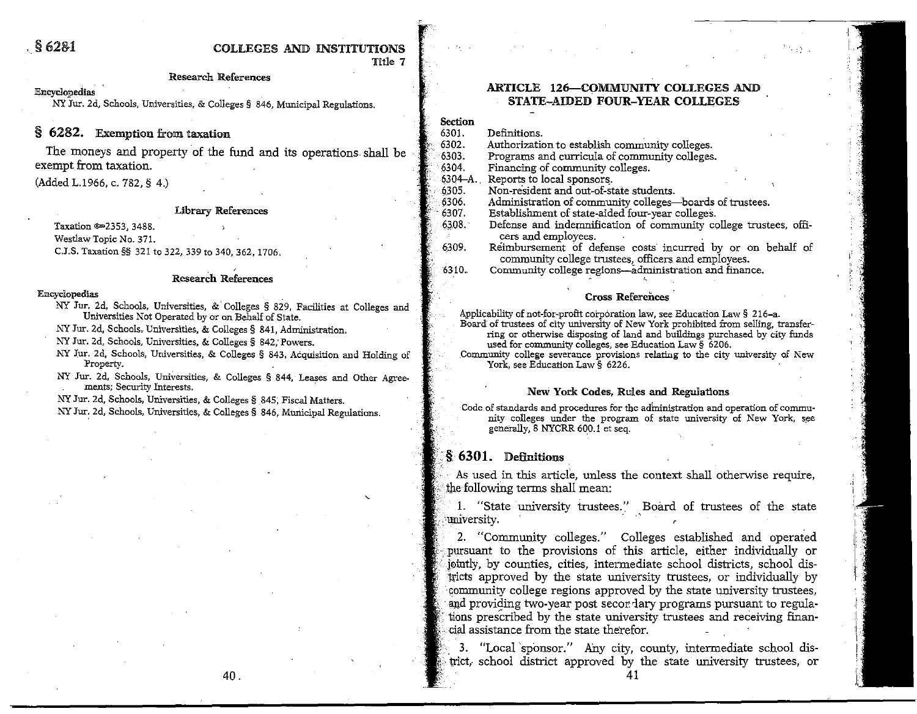#### Research References

Encyclopedias

NY Jur. 2d, Schools, Universities, & Colleges § 846, Municipal Regulations.

## § 6282. Exemption from taxation

The moneys and property of the fund and its operations shall be exempt from taxation.

(Added L.1966, c. 782, § 4.)

#### Library References

Taxation ⚖2353, 3488.
Westlaw Topic No. 371.
C.J.S. Taxation §§ 321 to 322, 339 to 340, 362, 1706.

#### Research References

Encyclopedias

NY Jur. 2d, Schools, Universities, & Colleges § 829, Facilities at Colleges and Universities Not Operated by or on Behalf of State.

NY Jur. 2d, Schools, Universities, & Colleges § 841, Administration.

NY Jur. 2d, Schools, Universities, & Colleges § 842, Powers.

NY Jur. 2d, Schools, Universities, & Colleges § 843, Acquisition and Holding of Property.

NY Jur. 2d, Schools, Universities, & Colleges § 844, Leases and Other Agreements; Security Interests.

NY Jur. 2d, Schools, Universities, & Colleges § 845, Fiscal Matters.

NY Jur. 2d, Schools, Universities, & Colleges § 846, Municipal Regulations.

# ARTICLE 126—COMMUNITY COLLEGES AND STATE-AIDED FOUR-YEAR COLLEGES

| Section | |
|---|---|
| 6301. | Definitions. |
| 6302. | Authorization to establish community colleges. |
| 6303. | Programs and curricula of community colleges. |
| 6304. | Financing of community colleges. |
| 6304–A. | Reports to local sponsors. |
| 6305. | Non-resident and out-of-state students. |
| 6306. | Administration of community colleges—boards of trustees. |
| 6307. | Establishment of state-aided four-year colleges. |
| 6308. | Defense and indemnification of community college trustees, officers and employees. |
| 6309. | Reimbursement of defense costs incurred by or on behalf of community college trustees, officers and employees. |
| 6310. | Community college regions—administration and finance. |

#### Cross References

Applicability of not-for-profit corporation law, see Education Law § 216–a.

Board of trustees of city university of New York prohibited from selling, transferring or otherwise disposing of land and buildings purchased by city funds used for community colleges, see Education Law § 6206.

Community college severance provisions relating to the city university of New York, see Education Law § 6226.

#### New York Codes, Rules and Regulations

Code of standards and procedures for the administration and operation of community colleges under the program of state university of New York, see generally, 8 NYCRR 600.1 et seq.

## § 6301. Definitions

As used in this article, unless the context shall otherwise require, the following terms shall mean:

1. "State university trustees." Board of trustees of the state university.

2. "Community colleges." Colleges established and operated pursuant to the provisions of this article, either individually or jointly, by counties, cities, intermediate school districts, school districts approved by the state university trustees, or individually by community college regions approved by the state university trustees, and providing two-year post secondary programs pursuant to regulations prescribed by the state university trustees and receiving financial assistance from the state therefor.

3. "Local sponsor." Any city, county, intermediate school district, school district approved by the state university trustees, or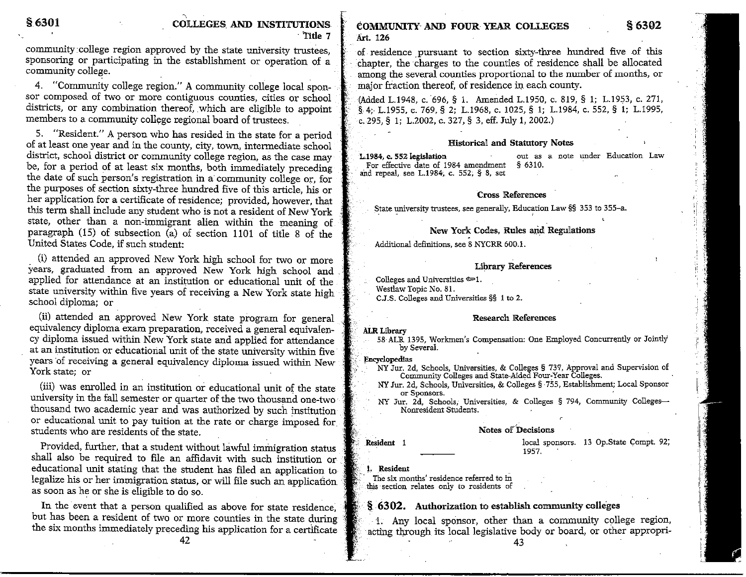community college region approved by the state university trustees, sponsoring or participating in the establishment or operation of a community college.

4. "Community college region." A community college local sponsor composed of two or more contiguous counties, cities or school districts, or any combination thereof, which are eligible to appoint members to a community college regional board of trustees.

5. "Resident." A person who has resided in the state for a period of at least one year and in the county, city, town, intermediate school district, school district or community college region, as the case may be, for a period of at least six months, both immediately preceding the date of such person's registration in a community college or, for the purposes of section sixty-three hundred five of this article, his or her application for a certificate of residence; provided, however, that this term shall include any student who is not a resident of New York state, other than a non-immigrant alien within the meaning of paragraph (15) of subsection (a) of section 1101 of title 8 of the United States Code, if such student:

(i) attended an approved New York high school for two or more years, graduated from an approved New York high school and applied for attendance at an institution or educational unit of the state university within five years of receiving a New York state high school diploma; or

(ii) attended an approved New York state program for general equivalency diploma exam preparation, received a general equivalency diploma issued within New York state and applied for attendance at an institution or educational unit of the state university within five years of receiving a general equivalency diploma issued within New York state; or

(iii) was enrolled in an institution or educational unit of the state university in the fall semester or quarter of the two thousand one-two thousand two academic year and was authorized by such institution or educational unit to pay tuition at the rate or charge imposed for students who are residents of the state.

Provided, further, that a student without lawful immigration status shall also be required to file an affidavit with such institution or educational unit stating that the student has filed an application to legalize his or her immigration status, or will file such an application as soon as he or she is eligible to do so.

In the event that a person qualified as above for state residence, but has been a resident of two or more counties in the state during the six months immediately preceding his application for a certificate of residence pursuant to section sixty-three hundred five of this chapter, the charges to the counties of residence shall be allocated among the several counties proportional to the number of months, or major fraction thereof, of residence in each county.

(Added L.1948, c. 696, § 1. Amended L.1950, c. 819, § 1; L.1953, c. 271, § 4; L.1955, c. 769, § 2; L.1968, c. 1025, § 1; L.1984, c. 552, § 1; L.1995, c. 295, § 1; L.2002, c. 327, § 3, eff. July 1, 2002.)

#### Historical and Statutory Notes

**L.1984, c. 552 legislation**

For effective date of 1984 amendment and repeal, see L.1984, c. 552, § 8, set out as a note under Education Law § 6310.

#### Cross References

State university trustees, see generally, Education Law §§ 353 to 355-a.

#### New York Codes, Rules and Regulations

Additional definitions, see 8 NYCRR 600.1.

#### Library References

Colleges and Universities ⚷1.
Westlaw Topic No. 81.
C.J.S. Colleges and Universities §§ 1 to 2.

#### Research References

**ALR Library**

58 ALR 1395, Workmen's Compensation: One Employed Concurrently or Jointly by Several.

**Encyclopedias**

NY Jur. 2d, Schools, Universities, & Colleges § 737, Approval and Supervision of Community Colleges and State-Aided Four-Year Colleges.

NY Jur. 2d, Schools, Universities, & Colleges § 755, Establishment; Local Sponsor or Sponsors.

NY Jur. 2d, Schools, Universities, & Colleges § 794, Community Colleges—Nonresident Students.

#### Notes of Decisions

Resident 1

**1. Resident**

The six months' residence referred to in this section relates only to residents of local sponsors. 13 Op.State Compt. 92, 1957.

## § 6302. Authorization to establish community colleges

1. Any local sponsor, other than a community college region, acting through its local legislative body or board, or other appropri-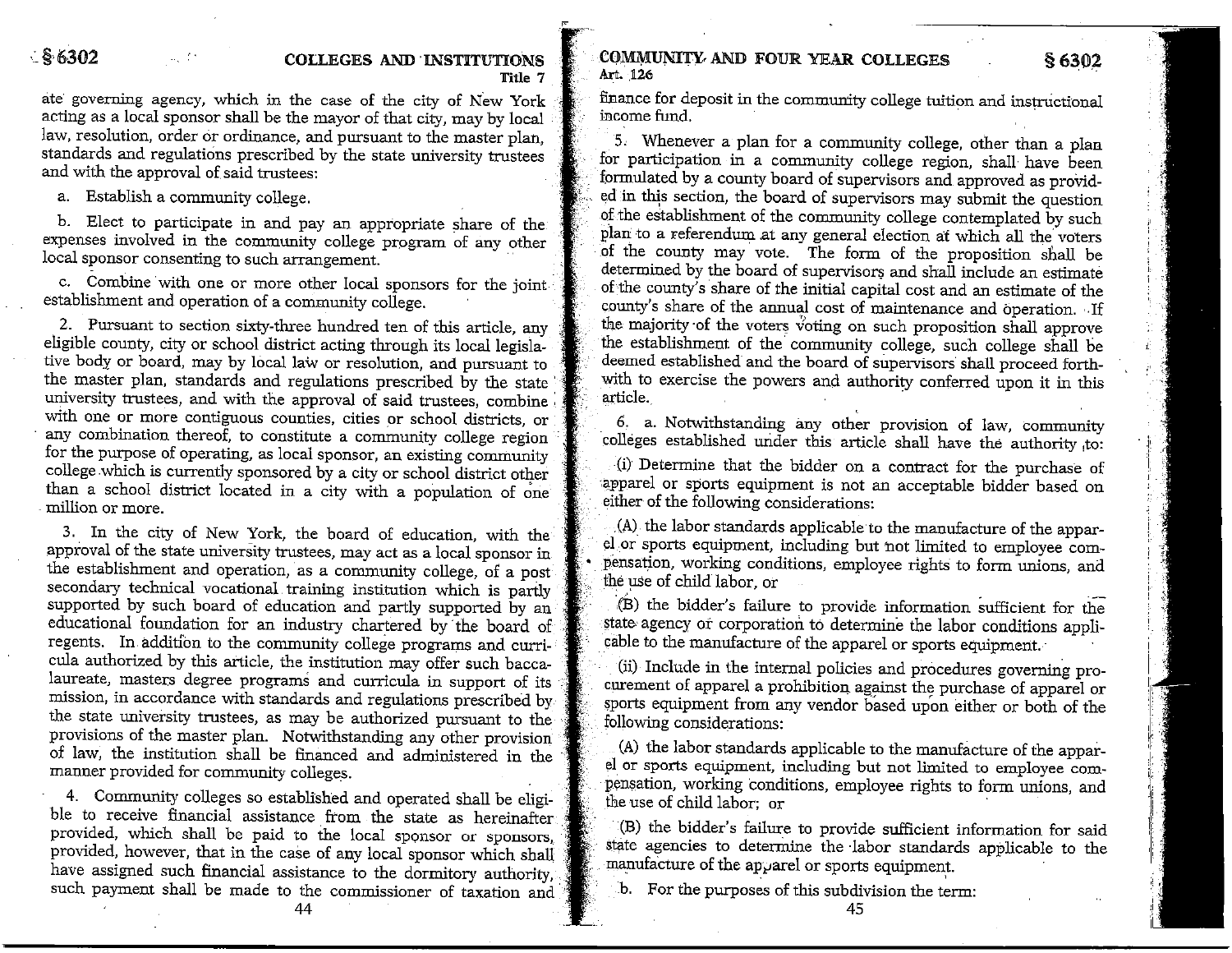ate governing agency, which in the case of the city of New York acting as a local sponsor shall be the mayor of that city, may by local law, resolution, order or ordinance, and pursuant to the master plan, standards and regulations prescribed by the state university trustees and with the approval of said trustees:

a. Establish a community college.

b. Elect to participate in and pay an appropriate share of the expenses involved in the community college program of any other local sponsor consenting to such arrangement.

c. Combine with one or more other local sponsors for the joint establishment and operation of a community college.

2. Pursuant to section sixty-three hundred ten of this article, any eligible county, city or school district acting through its local legislative body or board, may by local law or resolution, and pursuant to the master plan, standards and regulations prescribed by the state university trustees, and with the approval of said trustees, combine with one or more contiguous counties, cities or school districts, or any combination thereof, to constitute a community college region for the purpose of operating, as local sponsor, an existing community college which is currently sponsored by a city or school district other than a school district located in a city with a population of one million or more.

3. In the city of New York, the board of education, with the approval of the state university trustees, may act as a local sponsor in the establishment and operation, as a community college, of a post secondary technical vocational training institution which is partly supported by such board of education and partly supported by an educational foundation for an industry chartered by the board of regents. In addition to the community college programs and curricula authorized by this article, the institution may offer such baccalaureate, masters degree programs and curricula in support of its mission, in accordance with standards and regulations prescribed by the state university trustees, as may be authorized pursuant to the provisions of the master plan. Notwithstanding any other provision of law, the institution shall be financed and administered in the manner provided for community colleges.

4. Community colleges so established and operated shall be eligible to receive financial assistance from the state as hereinafter provided, which shall be paid to the local sponsor or sponsors, provided, however, that in the case of any local sponsor which shall have assigned such financial assistance to the dormitory authority, such payment shall be made to the commissioner of taxation and finance for deposit in the community college tuition and instructional income fund.

5. Whenever a plan for a community college, other than a plan for participation in a community college region, shall have been formulated by a county board of supervisors and approved as provided in this section, the board of supervisors may submit the question of the establishment of the community college contemplated by such plan to a referendum at any general election at which all the voters of the county may vote. The form of the proposition shall be determined by the board of supervisors and shall include an estimate of the county's share of the initial capital cost and an estimate of the county's share of the annual cost of maintenance and operation. If the majority of the voters voting on such proposition shall approve the establishment of the community college, such college shall be deemed established and the board of supervisors shall proceed forthwith to exercise the powers and authority conferred upon it in this article.

6. a. Notwithstanding any other provision of law, community colleges established under this article shall have the authority to:

(i) Determine that the bidder on a contract for the purchase of apparel or sports equipment is not an acceptable bidder based on either of the following considerations:

(A) the labor standards applicable to the manufacture of the apparel or sports equipment, including but not limited to employee compensation, working conditions, employee rights to form unions, and the use of child labor, or

(B) the bidder's failure to provide information sufficient for the state agency or corporation to determine the labor conditions applicable to the manufacture of the apparel or sports equipment.

(ii) Include in the internal policies and procedures governing procurement of apparel a prohibition against the purchase of apparel or sports equipment from any vendor based upon either or both of the following considerations:

(A) the labor standards applicable to the manufacture of the apparel or sports equipment, including but not limited to employee compensation, working conditions, employee rights to form unions, and the use of child labor; or

(B) the bidder's failure to provide sufficient information for said state agencies to determine the labor standards applicable to the manufacture of the apparel or sports equipment.

b. For the purposes of this subdivision the term: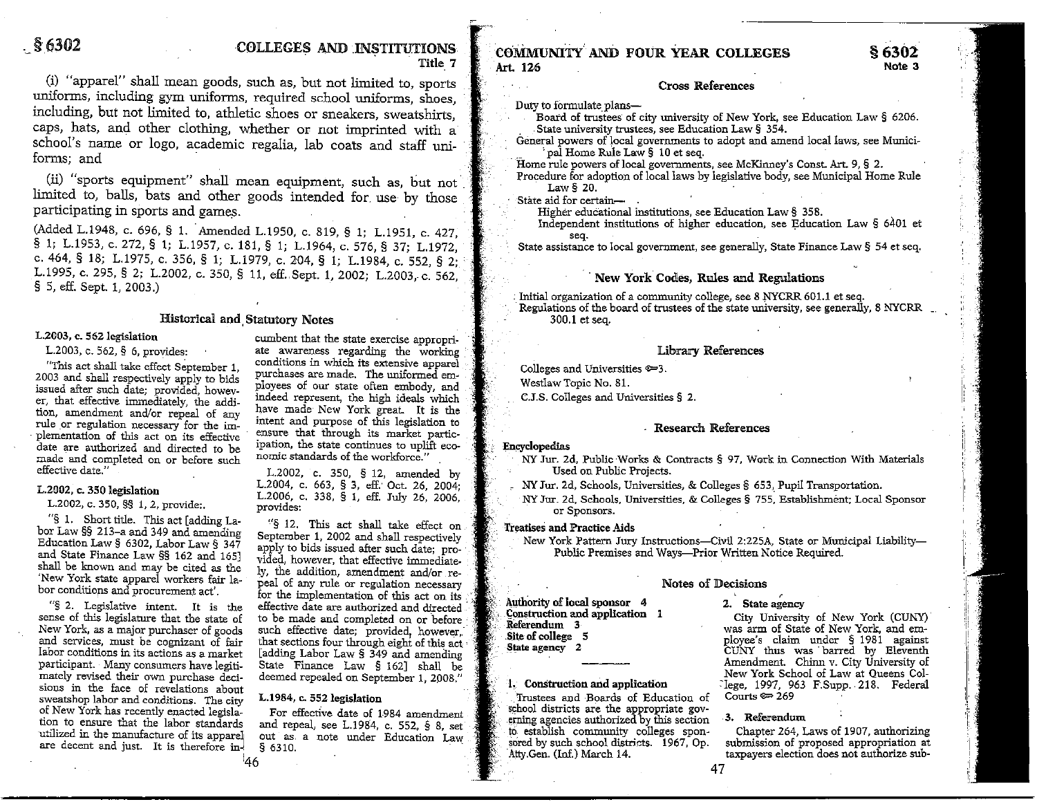(i) "apparel" shall mean goods, such as, but not limited to, sports uniforms, including gym uniforms, required school uniforms, shoes, including, but not limited to, athletic shoes or sneakers, sweatshirts, caps, hats, and other clothing, whether or not imprinted with a school's name or logo, academic regalia, lab coats and staff uniforms; and

(ii) "sports equipment" shall mean equipment, such as, but not limited to, balls, bats and other goods intended for use by those participating in sports and games.

(Added L.1948, c. 696, § 1. Amended L.1950, c. 819, § 1; L.1951, c. 427, § 1; L.1953, c. 272, § 1; L.1957, c. 181, § 1; L.1964, c. 576, § 37; L.1972, c. 464, § 18; L.1975, c. 356, § 1; L.1979, c. 204, § 1; L.1984, c. 552, § 2; L.1995, c. 295, § 2; L.2002, c. 350, § 11, eff. Sept. 1, 2002; L.2003, c. 562, § 5, eff. Sept. 1, 2003.)

## Historical and Statutory Notes

**L.2003, c. 562 legislation**

L.2003, c. 562, § 6, provides:

"This act shall take effect September 1, 2003 and shall respectively apply to bids issued after such date; provided, however, that effective immediately, the addition, amendment and/or repeal of any rule or regulation necessary for the implementation of this act on its effective date are authorized and directed to be made and completed on or before such effective date."

**L.2002, c. 350 legislation**

L.2002, c. 350, §§ 1, 2, provide:

"§ 1. Short title. This act [adding Labor Law §§ 213–a and 349 and amending Education Law § 6302, Labor Law § 347 and State Finance Law §§ 162 and 165] shall be known and may be cited as the 'New York state apparel workers fair labor conditions and procurement act'.

"§ 2. Legislative intent. It is the sense of this legislature that the state of New York, as a major purchaser of goods and services, must be cognizant of fair labor conditions in its actions as a market participant. Many consumers have legitimately revised their own purchase decisions in the face of revelations about sweatshop labor and conditions. The city of New York has recently enacted legislation to ensure that the labor standards utilized in the manufacture of its apparel are decent and just. It is therefore incumbent that the state exercise appropriate awareness regarding the working conditions in which its extensive apparel purchases are made. The uniformed employees of our state often embody, and indeed represent, the high ideals which have made New York great. It is the intent and purpose of this legislation to ensure that through its market participation, the state continues to uplift economic standards of the workforce."

L.2002, c. 350, § 12, amended by L.2004, c. 663, § 3, eff. Oct. 26, 2004; L.2006, c. 338, § 1, eff. July 26, 2006, provides:

"§ 12. This act shall take effect on September 1, 2002 and shall respectively apply to bids issued after such date; provided, however, that effective immediately, the addition, amendment and/or repeal of any rule or regulation necessary for the implementation of this act on its effective date are authorized and directed to be made and completed on or before such effective date; provided, however, that sections four through eight of this act [adding Labor Law § 349 and amending State Finance Law § 162] shall be deemed repealed on September 1, 2008."

**L.1984, c. 552 legislation**

For effective date of 1984 amendment and repeal, see L.1984, c. 552, § 8, set out as a note under Education Law § 6310.

## Cross References

Duty to formulate plans—
- Board of trustees of city university of New York, see Education Law § 6206.
- State university trustees, see Education Law § 354.

General powers of local governments to adopt and amend local laws, see Municipal Home Rule Law § 10 et seq.

Home rule powers of local governments, see McKinney's Const. Art. 9, § 2.

Procedure for adoption of local laws by legislative body, see Municipal Home Rule Law § 20.

State aid for certain—
- Higher educational institutions, see Education Law § 358.
- Independent institutions of higher education, see Education Law § 6401 et seq.

State assistance to local government, see generally, State Finance Law § 54 et seq.

## New York Codes, Rules and Regulations

Initial organization of a community college, see 8 NYCRR 601.1 et seq.

Regulations of the board of trustees of the state university, see generally, 8 NYCRR 300.1 et seq.

## Library References

Colleges and Universities ⚖3.

Westlaw Topic No. 81.

C.J.S. Colleges and Universities § 2.

## Research References

**Encyclopedias**

NY Jur. 2d, Public Works & Contracts § 97, Work in Connection With Materials Used on Public Projects.

NY Jur. 2d, Schools, Universities, & Colleges § 653, Pupil Transportation.

NY Jur. 2d, Schools, Universities, & Colleges § 755, Establishment; Local Sponsor or Sponsors.

**Treatises and Practice Aids**

New York Pattern Jury Instructions—Civil 2:225A, State or Municipal Liability—Public Premises and Ways—Prior Written Notice Required.

## Notes of Decisions

**Authority of local sponsor** 4
**Construction and application** 1
**Referendum** 3
**Site of college** 5
**State agency** 2

**1. Construction and application**

Trustees and Boards of Education of school districts are the appropriate governing agencies authorized by this section to establish community colleges sponsored by such school districts. 1967, Op. Atty.Gen. (Inf.) March 14.

**2. State agency**

City University of New York (CUNY) was arm of State of New York, and employee's claim under § 1981 against CUNY thus was barred by Eleventh Amendment. Chinn v. City University of New York School of Law at Queens College, 1997, 963 F.Supp. 218. Federal Courts ⚖ 269

**3. Referendum**

Chapter 264, Laws of 1907, authorizing submission of proposed appropriation at taxpayers election does not authorize sub-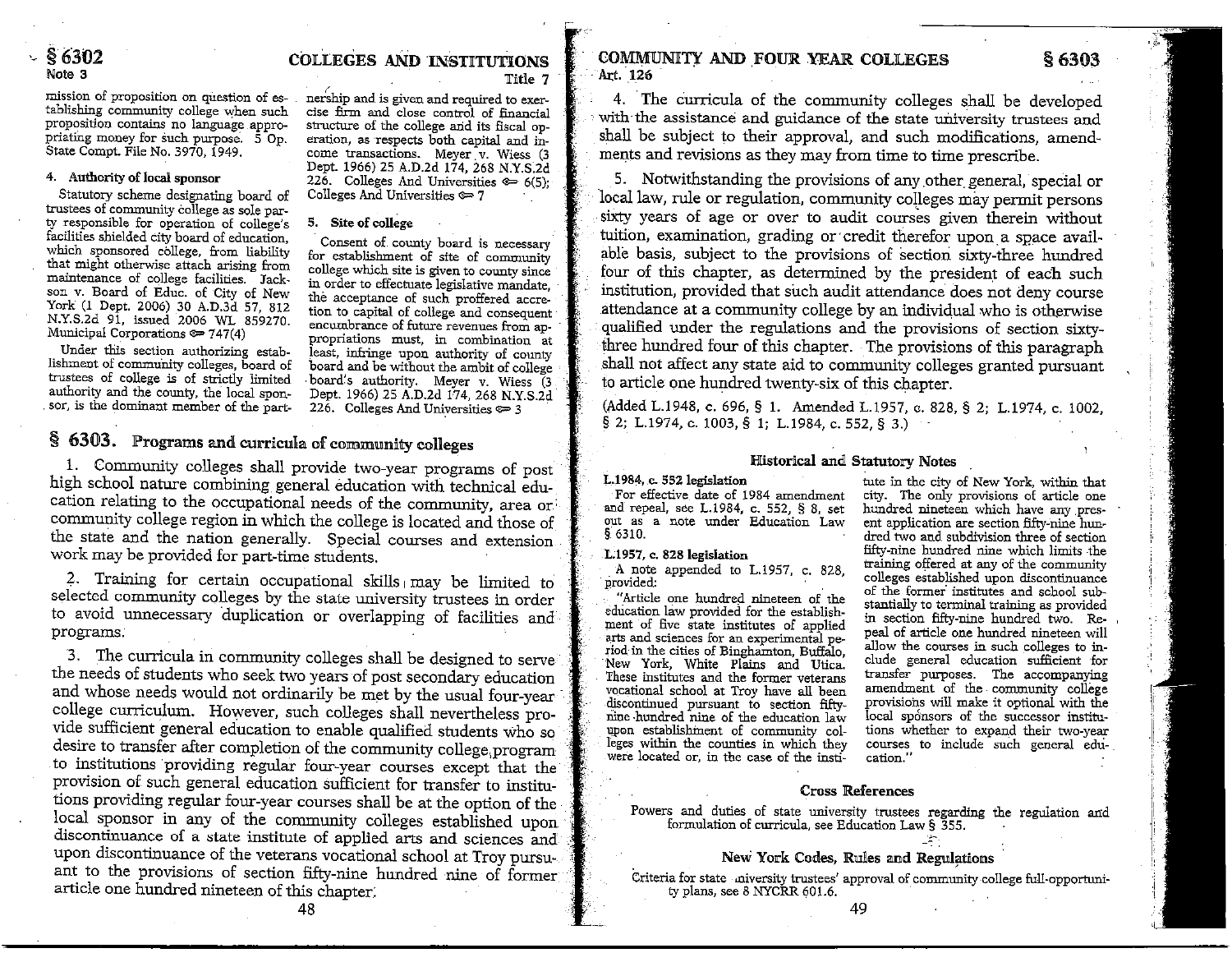mission of proposition on question of establishing community college when such proposition contains no language appropriating money for such purpose. 5 Op. State Compt. File No. 3970, 1949.

#### 4. Authority of local sponsor

Statutory scheme designating board of trustees of community college as sole party responsible for operation of college's facilities shielded city board of education, which sponsored college, from liability that might otherwise attach arising from maintenance of college facilities. Jackson v. Board of Educ. of City of New York (1 Dept. 2006) 30 A.D.3d 57, 812 N.Y.S.2d 91, issued 2006 WL 859270. Municipal Corporations ⚖ 747(4)

Under this section authorizing establishment of community colleges, board of trustees of college is of strictly limited authority and the county, the local sponsor, is the dominant member of the partnership and is given and required to exercise firm and close control of financial structure of the college and its fiscal operation, as respects both capital and income transactions. Meyer v. Wiess (3 Dept. 1966) 25 A.D.2d 174, 268 N.Y.S.2d 226. Colleges And Universities ⚖ 6(5); Colleges And Universities ⚖ 7

#### 5. Site of college

Consent of county board is necessary for establishment of site of community college which site is given to county since in order to effectuate legislative mandate, the acceptance of such proffered accretion to capital of college and consequent encumbrance of future revenues from appropriations must, in combination at least, infringe upon authority of county board and be without the ambit of college board's authority. Meyer v. Wiess (3 Dept. 1966) 25 A.D.2d 174, 268 N.Y.S.2d 226. Colleges And Universities ⚖ 3

## § 6303. Programs and curricula of community colleges

1. Community colleges shall provide two-year programs of post high school nature combining general education with technical education relating to the occupational needs of the community, area or community college region in which the college is located and those of the state and the nation generally. Special courses and extension work may be provided for part-time students.

2. Training for certain occupational skills may be limited to selected community colleges by the state university trustees in order to avoid unnecessary duplication or overlapping of facilities and programs.

3. The curricula in community colleges shall be designed to serve the needs of students who seek two years of post secondary education and whose needs would not ordinarily be met by the usual four-year college curriculum. However, such colleges shall nevertheless provide sufficient general education to enable qualified students who so desire to transfer after completion of the community college program to institutions providing regular four-year courses except that the provision of such general education sufficient for transfer to institutions providing regular four-year courses shall be at the option of the local sponsor in any of the community colleges established upon discontinuance of a state institute of applied arts and sciences and upon discontinuance of the veterans vocational school at Troy pursuant to the provisions of section fifty-nine hundred nine of former article one hundred nineteen of this chapter.

4. The curricula of the community colleges shall be developed with the assistance and guidance of the state university trustees and shall be subject to their approval, and such modifications, amendments and revisions as they may from time to time prescribe.

5. Notwithstanding the provisions of any other general, special or local law, rule or regulation, community colleges may permit persons sixty years of age or over to audit courses given therein without tuition, examination, grading or credit therefor upon a space available basis, subject to the provisions of section sixty-three hundred four of this chapter, as determined by the president of each such institution, provided that such audit attendance does not deny course attendance at a community college by an individual who is otherwise qualified under the regulations and the provisions of section sixty-three hundred four of this chapter. The provisions of this paragraph shall not affect any state aid to community colleges granted pursuant to article one hundred twenty-six of this chapter.

(Added L.1948, c. 696, § 1. Amended L.1957, c. 828, § 2; L.1974, c. 1002, § 2; L.1974, c. 1003, § 1; L.1984, c. 552, § 3.)

### Historical and Statutory Notes

**L.1984, c. 552 legislation**

For effective date of 1984 amendment and repeal, see L.1984, c. 552, § 8, set out as a note under Education Law § 6310.

**L.1957, c. 828 legislation**

A note appended to L.1957, c. 828, provided:

"Article one hundred nineteen of the education law provided for the establishment of five state institutes of applied arts and sciences for an experimental period in the cities of Binghamton, Buffalo, New York, White Plains and Utica. These institutes and the former veterans vocational school at Troy have all been discontinued pursuant to section fifty-nine hundred nine of the education law upon establishment of community colleges within the counties in which they were located or, in the case of the institute in the city of New York, within that city. The only provisions of article one hundred nineteen which have any present application are section fifty-nine hundred two and subdivision three of section fifty-nine hundred nine which limits the training offered at any of the community colleges established upon discontinuance of the former institutes and school substantially to terminal training as provided in section fifty-nine hundred two. Repeal of article one hundred nineteen will allow the courses in such colleges to include general education sufficient for transfer purposes. The accompanying amendment of the community college provisions will make it optional with the local sponsors of the successor institutions whether to expand their two-year courses to include such general education."

### Cross References

Powers and duties of state university trustees regarding the regulation and formulation of curricula, see Education Law § 355.

### New York Codes, Rules and Regulations

Criteria for state university trustees' approval of community college full-opportunity plans, see 8 NYCRR 601.6.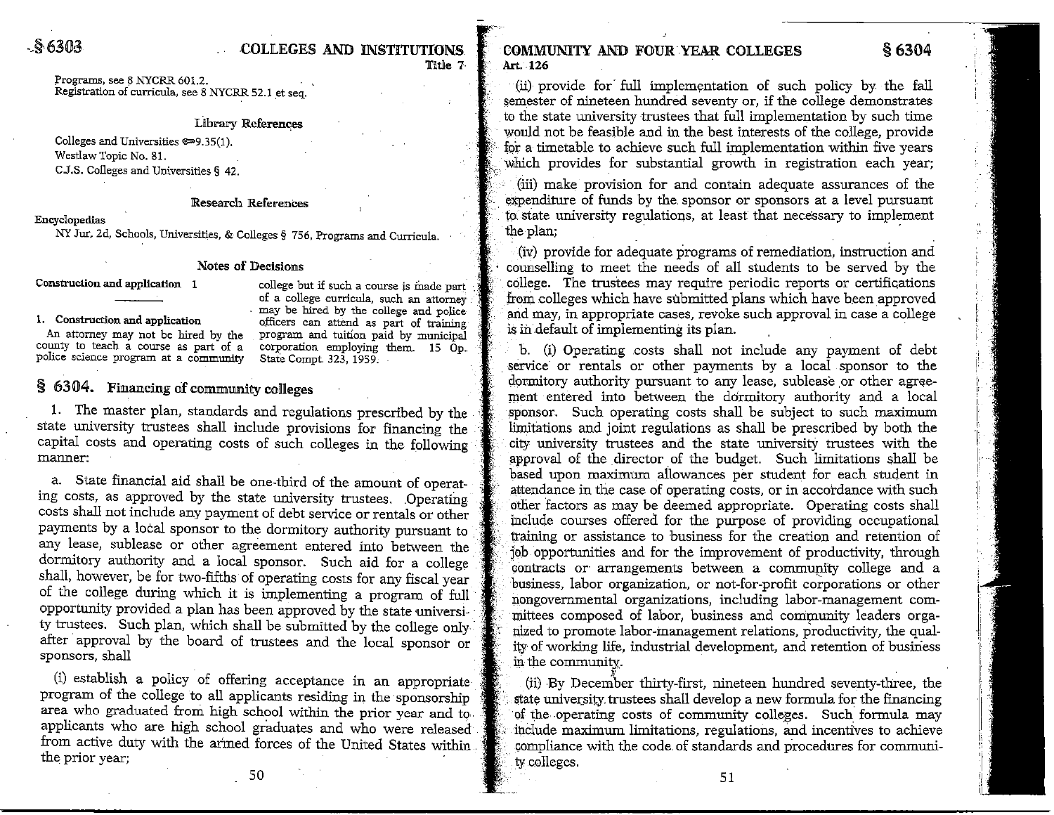Programs, see 8 NYCRR 601.2.
Registration of curricula, see 8 NYCRR 52.1 et seq.

### Library References

Colleges and Universities ⟹9.35(1).
Westlaw Topic No. 81.
C.J.S. Colleges and Universities § 42.

### Research References

Encyclopedias

NY Jur, 2d, Schools, Universities, & Colleges § 756, Programs and Curricula.

### Notes of Decisions

Construction and application 1

**1. Construction and application**

An attorney may not be hired by the county to teach a course as part of a police science program at a community college but if such a course is made part of a college curricula, such an attorney may be hired by the college and police officers can attend as part of training program and tuition paid by municipal corporation employing them. 15 Op. State Compt. 323, 1959.

## § 6304. Financing of community colleges

1. The master plan, standards and regulations prescribed by the state university trustees shall include provisions for financing the capital costs and operating costs of such colleges in the following manner:

a. State financial aid shall be one-third of the amount of operating costs, as approved by the state university trustees. Operating costs shall not include any payment of debt service or rentals or other payments by a local sponsor to the dormitory authority pursuant to any lease, sublease or other agreement entered into between the dormitory authority and a local sponsor. Such aid for a college shall, however, be for two-fifths of operating costs for any fiscal year of the college during which it is implementing a program of full opportunity provided a plan has been approved by the state university trustees. Such plan, which shall be submitted by the college only after approval by the board of trustees and the local sponsor or sponsors, shall

(i) establish a policy of offering acceptance in an appropriate program of the college to all applicants residing in the sponsorship area who graduated from high school within the prior year and to applicants who are high school graduates and who were released from active duty with the armed forces of the United States within the prior year;

(ii) provide for full implementation of such policy by the fall semester of nineteen hundred seventy or, if the college demonstrates to the state university trustees that full implementation by such time would not be feasible and in the best interests of the college, provide for a timetable to achieve such full implementation within five years which provides for substantial growth in registration each year;

(iii) make provision for and contain adequate assurances of the expenditure of funds by the sponsor or sponsors at a level pursuant to state university regulations, at least that necessary to implement the plan;

(iv) provide for adequate programs of remediation, instruction and counselling to meet the needs of all students to be served by the college. The trustees may require periodic reports or certifications from colleges which have submitted plans which have been approved and may, in appropriate cases, revoke such approval in case a college is in default of implementing its plan.

b. (i) Operating costs shall not include any payment of debt service or rentals or other payments by a local sponsor to the dormitory authority pursuant to any lease, sublease or other agreement entered into between the dormitory authority and a local sponsor. Such operating costs shall be subject to such maximum limitations and joint regulations as shall be prescribed by both the city university trustees and the state university trustees with the approval of the director of the budget. Such limitations shall be based upon maximum allowances per student for each student in attendance in the case of operating costs, or in accordance with such other factors as may be deemed appropriate. Operating costs shall include courses offered for the purpose of providing occupational training or assistance to business for the creation and retention of job opportunities and for the improvement of productivity, through contracts or arrangements between a community college and a business, labor organization, or not-for-profit corporations or other nongovernmental organizations, including labor-management committees composed of labor, business and community leaders organized to promote labor-management relations, productivity, the quality of working life, industrial development, and retention of business in the community.

(ii) By December thirty-first, nineteen hundred seventy-three, the state university trustees shall develop a new formula for the financing of the operating costs of community colleges. Such formula may include maximum limitations, regulations, and incentives to achieve compliance with the code of standards and procedures for community colleges.